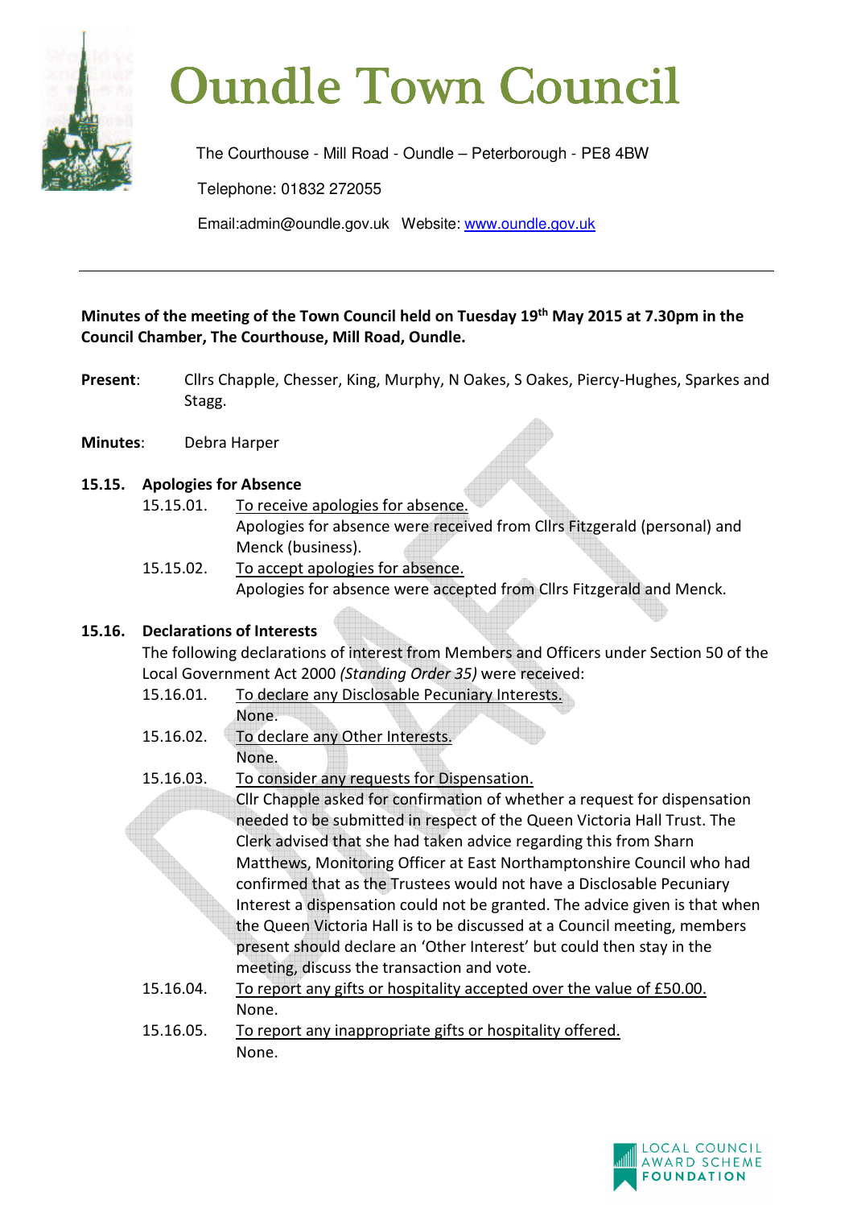# Oundle Town Council

The Courthouse - Mill Road - Oundle – Peterborough - PE8 4BW

Telephone: 01832 272055

Email:admin@oundle.gov.uk Website: www.oundle.gov.uk

---

**Minutes of the meeting of the Town Council held on Tuesday 19th May 2015 at 7.30pm in the Council Chamber, The Courthouse, Mill Road, Oundle.**

**Present**: Cllrs Chapple, Chesser, King, Murphy, N Oakes, S Oakes, Piercy-Hughes, Sparkes and Stagg.

**Minutes**: Debra Harper

**15.15. Apologies for Absence**

15.15.01. To receive apologies for absence.
Apologies for absence were received from Cllrs Fitzgerald (personal) and Menck (business).

15.15.02. To accept apologies for absence.
Apologies for absence were accepted from Cllrs Fitzgerald and Menck.

**15.16. Declarations of Interests**

The following declarations of interest from Members and Officers under Section 50 of the Local Government Act 2000 *(Standing Order 35)* were received:

15.16.01. To declare any Disclosable Pecuniary Interests.
None.

15.16.02. To declare any Other Interests.
None.

15.16.03. To consider any requests for Dispensation.
Cllr Chapple asked for confirmation of whether a request for dispensation needed to be submitted in respect of the Queen Victoria Hall Trust. The Clerk advised that she had taken advice regarding this from Sharn Matthews, Monitoring Officer at East Northamptonshire Council who had confirmed that as the Trustees would not have a Disclosable Pecuniary Interest a dispensation could not be granted. The advice given is that when the Queen Victoria Hall is to be discussed at a Council meeting, members present should declare an 'Other Interest' but could then stay in the meeting, discuss the transaction and vote.

15.16.04. To report any gifts or hospitality accepted over the value of £50.00.
None.

15.16.05. To report any inappropriate gifts or hospitality offered.
None.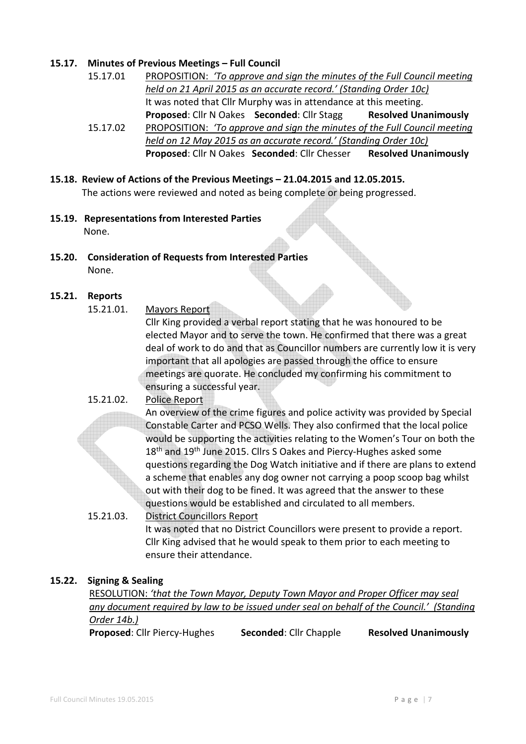## 15.17. Minutes of Previous Meetings – Full Council

15.17.01 PROPOSITION: *'To approve and sign the minutes of the Full Council meeting held on 21 April 2015 as an accurate record.' (Standing Order 10c)*
It was noted that Cllr Murphy was in attendance at this meeting.
**Proposed**: Cllr N Oakes **Seconded**: Cllr Stagg **Resolved Unanimously**

15.17.02 PROPOSITION: *'To approve and sign the minutes of the Full Council meeting held on 12 May 2015 as an accurate record.' (Standing Order 10c)*
**Proposed**: Cllr N Oakes **Seconded**: Cllr Chesser **Resolved Unanimously**

## 15.18. Review of Actions of the Previous Meetings – 21.04.2015 and 12.05.2015.

The actions were reviewed and noted as being complete or being progressed.

## 15.19. Representations from Interested Parties

None.

## 15.20. Consideration of Requests from Interested Parties

None.

## 15.21. Reports

15.21.01. Mayors Report

Cllr King provided a verbal report stating that he was honoured to be elected Mayor and to serve the town. He confirmed that there was a great deal of work to do and that as Councillor numbers are currently low it is very important that all apologies are passed through the office to ensure meetings are quorate. He concluded my confirming his commitment to ensuring a successful year.

15.21.02. Police Report

An overview of the crime figures and police activity was provided by Special Constable Carter and PCSO Wells. They also confirmed that the local police would be supporting the activities relating to the Women's Tour on both the 18th and 19th June 2015. Cllrs S Oakes and Piercy-Hughes asked some questions regarding the Dog Watch initiative and if there are plans to extend a scheme that enables any dog owner not carrying a poop scoop bag whilst out with their dog to be fined. It was agreed that the answer to these questions would be established and circulated to all members.

15.21.03. District Councillors Report

It was noted that no District Councillors were present to provide a report. Cllr King advised that he would speak to them prior to each meeting to ensure their attendance.

## 15.22. Signing & Sealing

RESOLUTION: *'that the Town Mayor, Deputy Town Mayor and Proper Officer may seal any document required by law to be issued under seal on behalf of the Council.' (Standing Order 14b.)*
**Proposed**: Cllr Piercy-Hughes **Seconded**: Cllr Chapple **Resolved Unanimously**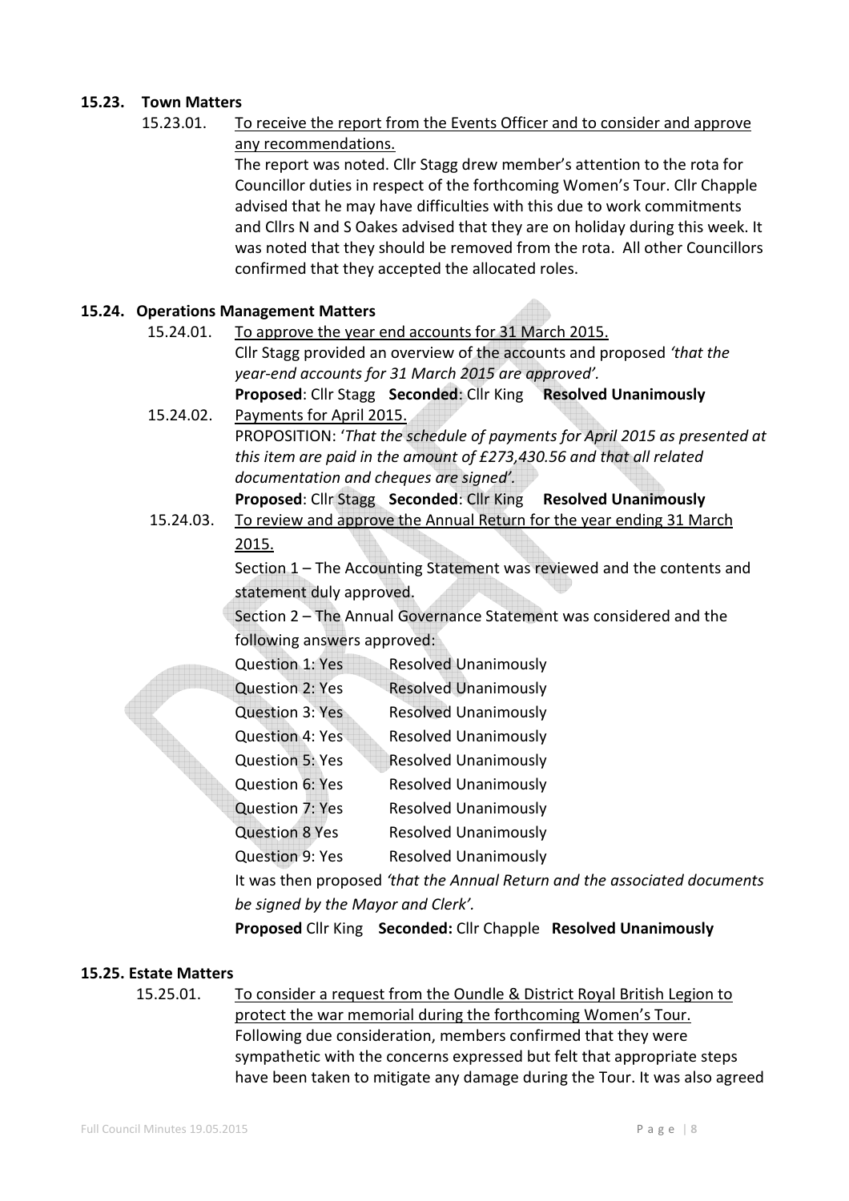## 15.23. Town Matters

15.23.01. To receive the report from the Events Officer and to consider and approve any recommendations.

The report was noted. Cllr Stagg drew member's attention to the rota for Councillor duties in respect of the forthcoming Women's Tour. Cllr Chapple advised that he may have difficulties with this due to work commitments and Cllrs N and S Oakes advised that they are on holiday during this week. It was noted that they should be removed from the rota. All other Councillors confirmed that they accepted the allocated roles.

## 15.24. Operations Management Matters

15.24.01. To approve the year end accounts for 31 March 2015.

Cllr Stagg provided an overview of the accounts and proposed *'that the year-end accounts for 31 March 2015 are approved'.*

**Proposed**: Cllr Stagg **Seconded**: Cllr King **Resolved Unanimously**

15.24.02. Payments for April 2015.

PROPOSITION: '*That the schedule of payments for April 2015 as presented at this item are paid in the amount of £273,430.56 and that all related documentation and cheques are signed'.*

**Proposed**: Cllr Stagg **Seconded**: Cllr King **Resolved Unanimously**

15.24.03. To review and approve the Annual Return for the year ending 31 March 2015.

Section 1 – The Accounting Statement was reviewed and the contents and statement duly approved.

Section 2 – The Annual Governance Statement was considered and the following answers approved:

| | |
|---|---|
| Question 1: Yes | Resolved Unanimously |
| Question 2: Yes | Resolved Unanimously |
| Question 3: Yes | Resolved Unanimously |
| Question 4: Yes | Resolved Unanimously |
| Question 5: Yes | Resolved Unanimously |
| Question 6: Yes | Resolved Unanimously |
| Question 7: Yes | Resolved Unanimously |
| Question 8 Yes | Resolved Unanimously |
| Question 9: Yes | Resolved Unanimously |

It was then proposed *'that the Annual Return and the associated documents be signed by the Mayor and Clerk'.*

**Proposed** Cllr King **Seconded:** Cllr Chapple **Resolved Unanimously**

## 15.25. Estate Matters

15.25.01. To consider a request from the Oundle & District Royal British Legion to protect the war memorial during the forthcoming Women's Tour.

Following due consideration, members confirmed that they were sympathetic with the concerns expressed but felt that appropriate steps have been taken to mitigate any damage during the Tour. It was also agreed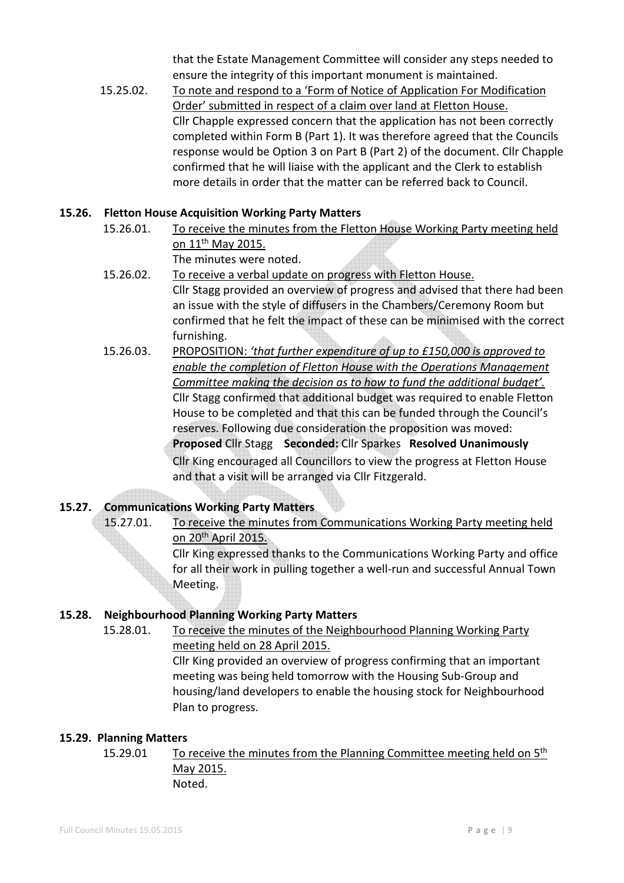that the Estate Management Committee will consider any steps needed to ensure the integrity of this important monument is maintained.

15.25.02. To note and respond to a 'Form of Notice of Application For Modification Order' submitted in respect of a claim over land at Fletton House.
Cllr Chapple expressed concern that the application has not been correctly completed within Form B (Part 1). It was therefore agreed that the Councils response would be Option 3 on Part B (Part 2) of the document. Cllr Chapple confirmed that he will liaise with the applicant and the Clerk to establish more details in order that the matter can be referred back to Council.

**15.26. Fletton House Acquisition Working Party Matters**

15.26.01. To receive the minutes from the Fletton House Working Party meeting held on 11th May 2015.
The minutes were noted.

15.26.02. To receive a verbal update on progress with Fletton House.
Cllr Stagg provided an overview of progress and advised that there had been an issue with the style of diffusers in the Chambers/Ceremony Room but confirmed that he felt the impact of these can be minimised with the correct furnishing.

15.26.03. PROPOSITION: *'that further expenditure of up to £150,000 is approved to enable the completion of Fletton House with the Operations Management Committee making the decision as to how to fund the additional budget'.*
Cllr Stagg confirmed that additional budget was required to enable Fletton House to be completed and that this can be funded through the Council's reserves. Following due consideration the proposition was moved:
**Proposed** Cllr Stagg **Seconded:** Cllr Sparkes **Resolved Unanimously**
Cllr King encouraged all Councillors to view the progress at Fletton House and that a visit will be arranged via Cllr Fitzgerald.

**15.27. Communications Working Party Matters**

15.27.01. To receive the minutes from Communications Working Party meeting held on 20th April 2015.
Cllr King expressed thanks to the Communications Working Party and office for all their work in pulling together a well-run and successful Annual Town Meeting.

**15.28. Neighbourhood Planning Working Party Matters**

15.28.01. To receive the minutes of the Neighbourhood Planning Working Party meeting held on 28 April 2015.
Cllr King provided an overview of progress confirming that an important meeting was being held tomorrow with the Housing Sub-Group and housing/land developers to enable the housing stock for Neighbourhood Plan to progress.

**15.29. Planning Matters**

15.29.01 To receive the minutes from the Planning Committee meeting held on 5th May 2015.
Noted.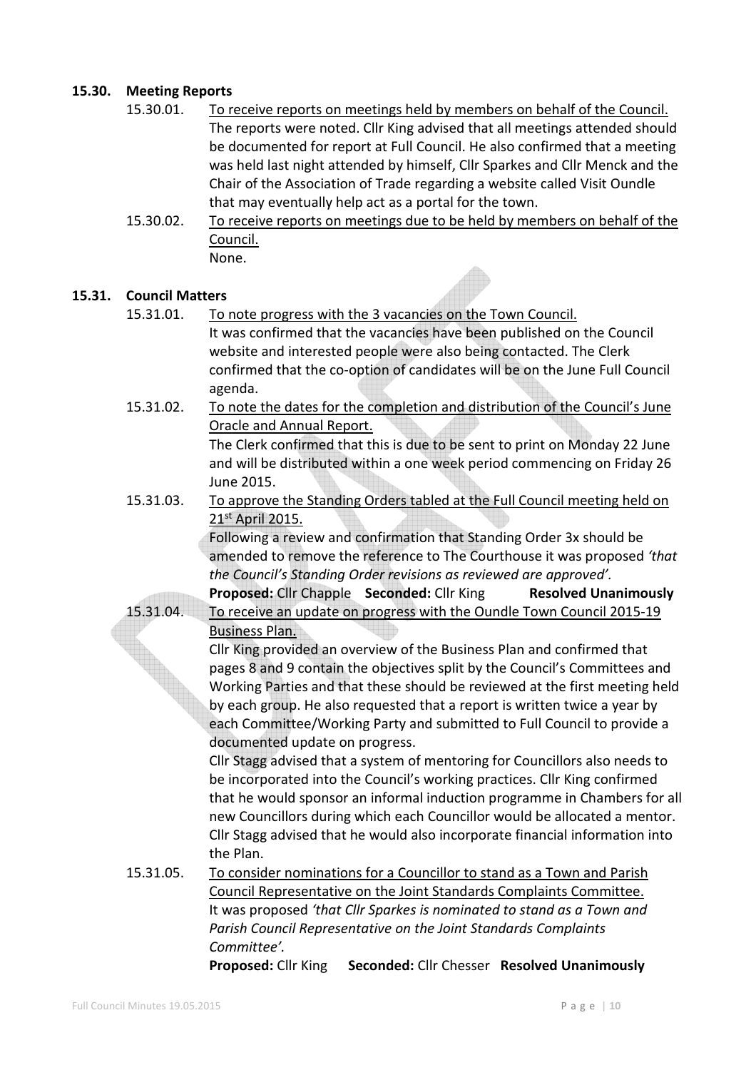**15.30. Meeting Reports**

15.30.01. To receive reports on meetings held by members on behalf of the Council.

The reports were noted. Cllr King advised that all meetings attended should be documented for report at Full Council. He also confirmed that a meeting was held last night attended by himself, Cllr Sparkes and Cllr Menck and the Chair of the Association of Trade regarding a website called Visit Oundle that may eventually help act as a portal for the town.

15.30.02. To receive reports on meetings due to be held by members on behalf of the Council.

None.

**15.31. Council Matters**

15.31.01. To note progress with the 3 vacancies on the Town Council.

It was confirmed that the vacancies have been published on the Council website and interested people were also being contacted. The Clerk confirmed that the co-option of candidates will be on the June Full Council agenda.

15.31.02. To note the dates for the completion and distribution of the Council's June Oracle and Annual Report.

The Clerk confirmed that this is due to be sent to print on Monday 22 June and will be distributed within a one week period commencing on Friday 26 June 2015.

15.31.03. To approve the Standing Orders tabled at the Full Council meeting held on 21st April 2015.

Following a review and confirmation that Standing Order 3x should be amended to remove the reference to The Courthouse it was proposed *'that the Council's Standing Order revisions as reviewed are approved'.*

**Proposed:** Cllr Chapple **Seconded:** Cllr King **Resolved Unanimously**

15.31.04. To receive an update on progress with the Oundle Town Council 2015-19 Business Plan.

Cllr King provided an overview of the Business Plan and confirmed that pages 8 and 9 contain the objectives split by the Council's Committees and Working Parties and that these should be reviewed at the first meeting held by each group. He also requested that a report is written twice a year by each Committee/Working Party and submitted to Full Council to provide a documented update on progress.

Cllr Stagg advised that a system of mentoring for Councillors also needs to be incorporated into the Council's working practices. Cllr King confirmed that he would sponsor an informal induction programme in Chambers for all new Councillors during which each Councillor would be allocated a mentor. Cllr Stagg advised that he would also incorporate financial information into the Plan.

15.31.05. To consider nominations for a Councillor to stand as a Town and Parish Council Representative on the Joint Standards Complaints Committee.

It was proposed *'that Cllr Sparkes is nominated to stand as a Town and Parish Council Representative on the Joint Standards Complaints Committee'.*

**Proposed:** Cllr King **Seconded:** Cllr Chesser **Resolved Unanimously**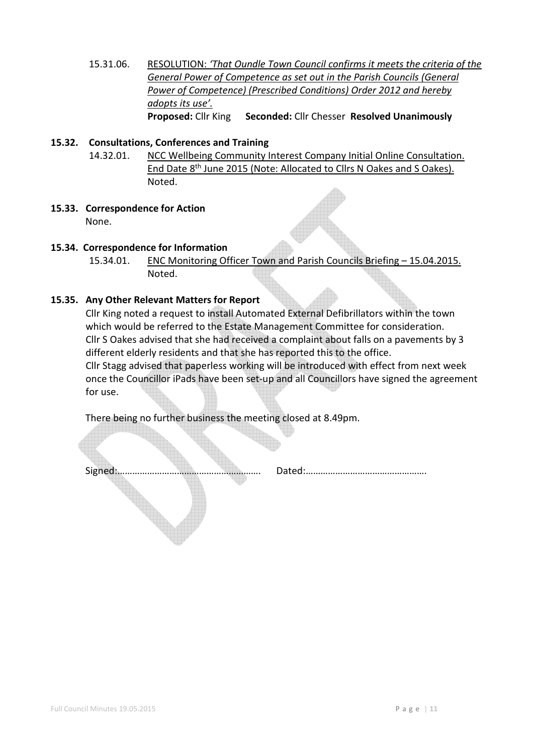15.31.06. RESOLUTION: *'That Oundle Town Council confirms it meets the criteria of the General Power of Competence as set out in the Parish Councils (General Power of Competence) (Prescribed Conditions) Order 2012 and hereby adopts its use'.*
**Proposed:** Cllr King **Seconded:** Cllr Chesser **Resolved Unanimously**

## 15.32. Consultations, Conferences and Training

14.32.01. NCC Wellbeing Community Interest Company Initial Online Consultation. End Date 8th June 2015 (Note: Allocated to Cllrs N Oakes and S Oakes).
Noted.

## 15.33. Correspondence for Action

None.

## 15.34. Correspondence for Information

15.34.01. ENC Monitoring Officer Town and Parish Councils Briefing – 15.04.2015.
Noted.

## 15.35. Any Other Relevant Matters for Report

Cllr King noted a request to install Automated External Defibrillators within the town which would be referred to the Estate Management Committee for consideration.
Cllr S Oakes advised that she had received a complaint about falls on a pavements by 3 different elderly residents and that she has reported this to the office.
Cllr Stagg advised that paperless working will be introduced with effect from next week once the Councillor iPads have been set-up and all Councillors have signed the agreement for use.

There being no further business the meeting closed at 8.49pm.

Signed:………………………………………………. Dated:………………………………………….